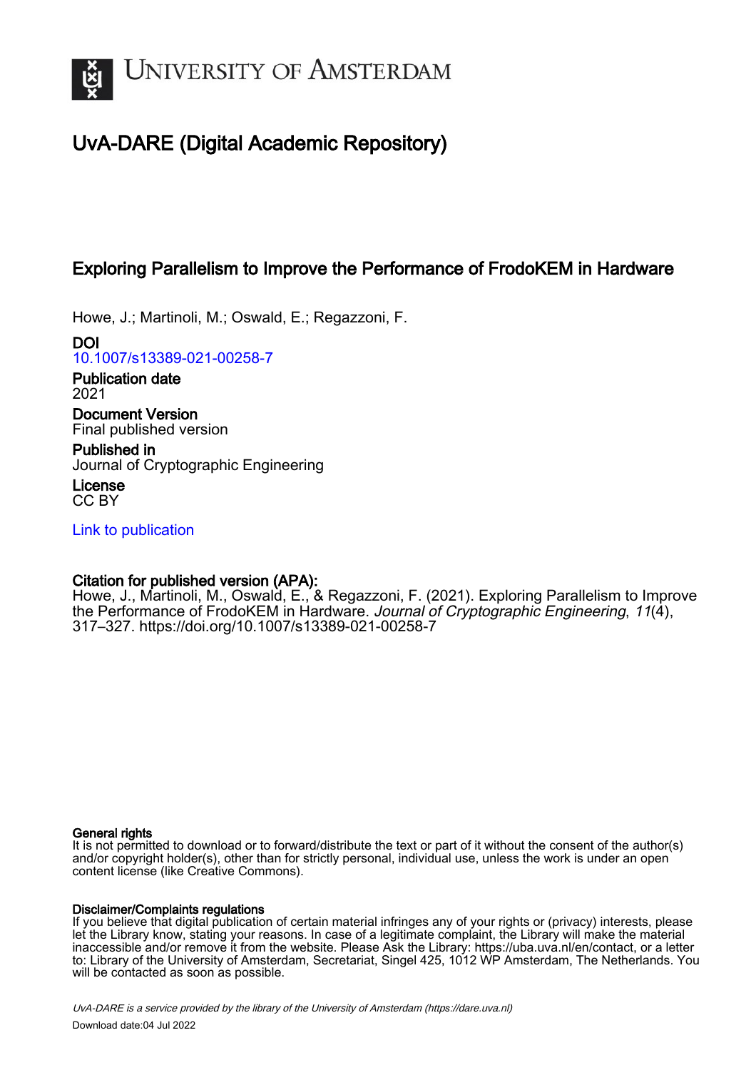# UvA-DARE (Digital Academic Repository)

## Exploring Parallelism to Improve the Performance of FrodoKEM in Hardware

Howe, J.; Martinoli, M.; Oswald, E.; Regazzoni, F.

**DOI**
10.1007/s13389-021-00258-7

**Publication date**
2021

**Document Version**
Final published version

**Published in**
Journal of Cryptographic Engineering

**License**
CC BY

Link to publication

**Citation for published version (APA):**
Howe, J., Martinoli, M., Oswald, E., & Regazzoni, F. (2021). Exploring Parallelism to Improve the Performance of FrodoKEM in Hardware. *Journal of Cryptographic Engineering*, *11*(4), 317–327. https://doi.org/10.1007/s13389-021-00258-7

**General rights**
It is not permitted to download or to forward/distribute the text or part of it without the consent of the author(s) and/or copyright holder(s), other than for strictly personal, individual use, unless the work is under an open content license (like Creative Commons).

**Disclaimer/Complaints regulations**
If you believe that digital publication of certain material infringes any of your rights or (privacy) interests, please let the Library know, stating your reasons. In case of a legitimate complaint, the Library will make the material inaccessible and/or remove it from the website. Please Ask the Library: https://uba.uva.nl/en/contact, or a letter to: Library of the University of Amsterdam, Secretariat, Singel 425, 1012 WP Amsterdam, The Netherlands. You will be contacted as soon as possible.

*UvA-DARE is a service provided by the library of the University of Amsterdam (https://dare.uva.nl)*

Download date:04 Jul 2022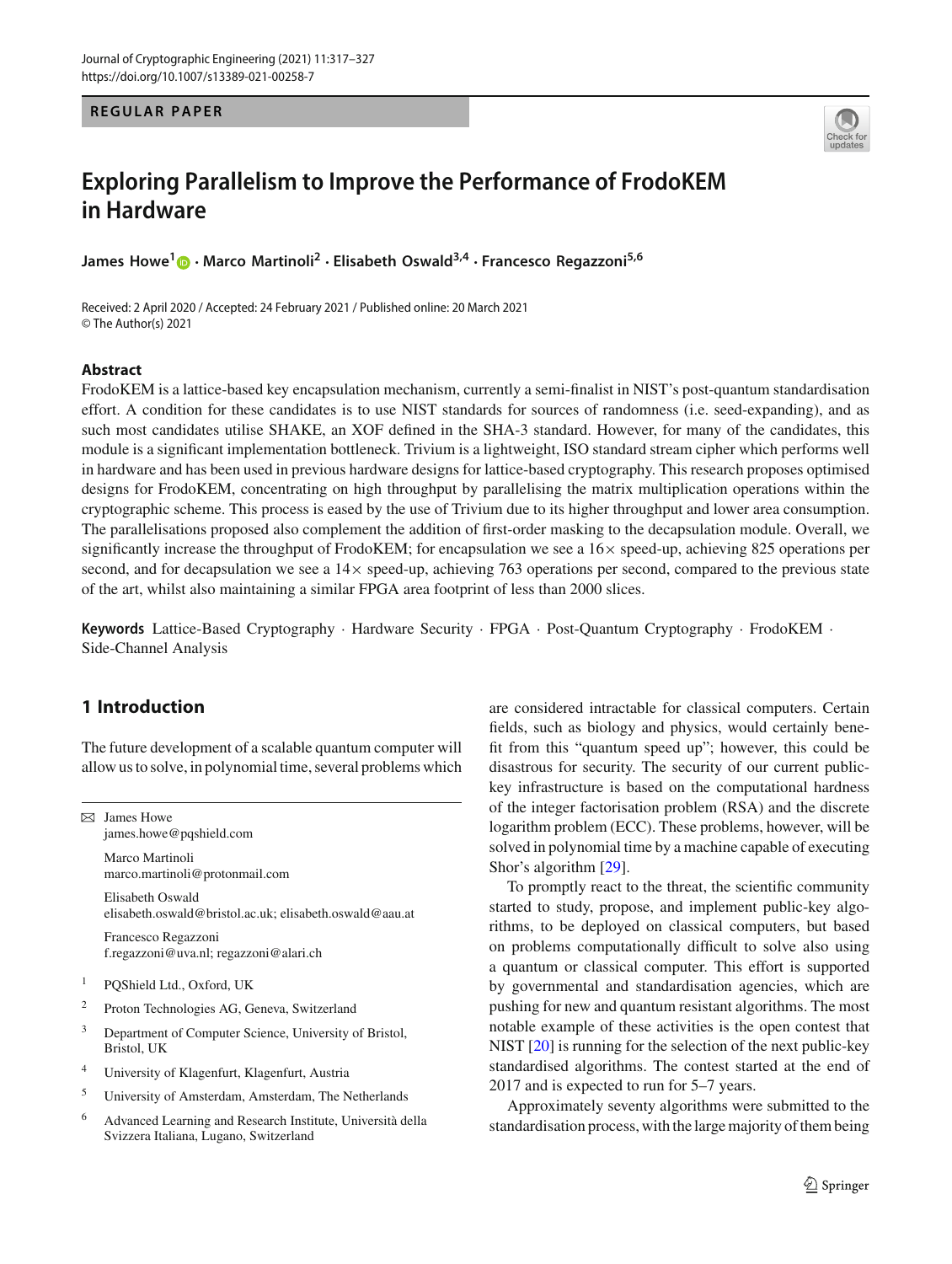# Exploring Parallelism to Improve the Performance of FrodoKEM in Hardware

**James Howe**[1] · **Marco Martinoli**[2] · **Elisabeth Oswald**[3,4] · **Francesco Regazzoni**[5,6]

Received: 2 April 2020 / Accepted: 24 February 2021 / Published online: 20 March 2021
© The Author(s) 2021

## Abstract

FrodoKEM is a lattice-based key encapsulation mechanism, currently a semi-finalist in NIST's post-quantum standardisation effort. A condition for these candidates is to use NIST standards for sources of randomness (i.e. seed-expanding), and as such most candidates utilise SHAKE, an XOF defined in the SHA-3 standard. However, for many of the candidates, this module is a significant implementation bottleneck. Trivium is a lightweight, ISO standard stream cipher which performs well in hardware and has been used in previous hardware designs for lattice-based cryptography. This research proposes optimised designs for FrodoKEM, concentrating on high throughput by parallelising the matrix multiplication operations within the cryptographic scheme. This process is eased by the use of Trivium due to its higher throughput and lower area consumption. The parallelisations proposed also complement the addition of first-order masking to the decapsulation module. Overall, we significantly increase the throughput of FrodoKEM; for encapsulation we see a 16× speed-up, achieving 825 operations per second, and for decapsulation we see a 14× speed-up, achieving 763 operations per second, compared to the previous state of the art, whilst also maintaining a similar FPGA area footprint of less than 2000 slices.

**Keywords** Lattice-Based Cryptography · Hardware Security · FPGA · Post-Quantum Cryptography · FrodoKEM · Side-Channel Analysis

## 1 Introduction

The future development of a scalable quantum computer will allow us to solve, in polynomial time, several problems which are considered intractable for classical computers. Certain fields, such as biology and physics, would certainly benefit from this "quantum speed up"; however, this could be disastrous for security. The security of our current public-key infrastructure is based on the computational hardness of the integer factorisation problem (RSA) and the discrete logarithm problem (ECC). These problems, however, will be solved in polynomial time by a machine capable of executing Shor's algorithm [29].

To promptly react to the threat, the scientific community started to study, propose, and implement public-key algorithms, to be deployed on classical computers, but based on problems computationally difficult to solve also using a quantum or classical computer. This effort is supported by governmental and standardisation agencies, which are pushing for new and quantum resistant algorithms. The most notable example of these activities is the open contest that NIST [20] is running for the selection of the next public-key standardised algorithms. The contest started at the end of 2017 and is expected to run for 5–7 years.

Approximately seventy algorithms were submitted to the standardisation process, with the large majority of them being

---

✉ James Howe
james.howe@pqshield.com

Marco Martinoli
marco.martinoli@protonmail.com

Elisabeth Oswald
elisabeth.oswald@bristol.ac.uk; elisabeth.oswald@aau.at

Francesco Regazzoni
f.regazzoni@uva.nl; regazzoni@alari.ch

1 PQShield Ltd., Oxford, UK

2 Proton Technologies AG, Geneva, Switzerland

3 Department of Computer Science, University of Bristol, Bristol, UK

4 University of Klagenfurt, Klagenfurt, Austria

5 University of Amsterdam, Amsterdam, The Netherlands

6 Advanced Learning and Research Institute, Università della Svizzera Italiana, Lugano, Switzerland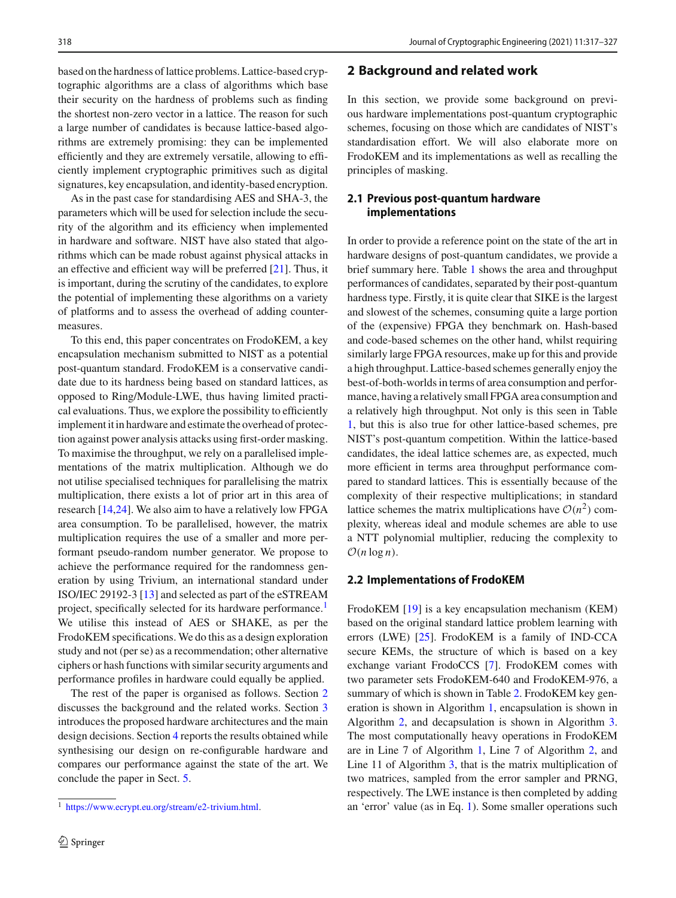based on the hardness of lattice problems. Lattice-based cryptographic algorithms are a class of algorithms which base their security on the hardness of problems such as finding the shortest non-zero vector in a lattice. The reason for such a large number of candidates is because lattice-based algorithms are extremely promising: they can be implemented efficiently and they are extremely versatile, allowing to efficiently implement cryptographic primitives such as digital signatures, key encapsulation, and identity-based encryption.

As in the past case for standardising AES and SHA-3, the parameters which will be used for selection include the security of the algorithm and its efficiency when implemented in hardware and software. NIST have also stated that algorithms which can be made robust against physical attacks in an effective and efficient way will be preferred [21]. Thus, it is important, during the scrutiny of the candidates, to explore the potential of implementing these algorithms on a variety of platforms and to assess the overhead of adding countermeasures.

To this end, this paper concentrates on FrodoKEM, a key encapsulation mechanism submitted to NIST as a potential post-quantum standard. FrodoKEM is a conservative candidate due to its hardness being based on standard lattices, as opposed to Ring/Module-LWE, thus having limited practical evaluations. Thus, we explore the possibility to efficiently implement it in hardware and estimate the overhead of protection against power analysis attacks using first-order masking. To maximise the throughput, we rely on a parallelised implementations of the matrix multiplication. Although we do not utilise specialised techniques for parallelising the matrix multiplication, there exists a lot of prior art in this area of research [14,24]. We also aim to have a relatively low FPGA area consumption. To be parallelised, however, the matrix multiplication requires the use of a smaller and more performant pseudo-random number generator. We propose to achieve the performance required for the randomness generation by using Trivium, an international standard under ISO/IEC 29192-3 [13] and selected as part of the eSTREAM project, specifically selected for its hardware performance.[1] We utilise this instead of AES or SHAKE, as per the FrodoKEM specifications. We do this as a design exploration study and not (per se) as a recommendation; other alternative ciphers or hash functions with similar security arguments and performance profiles in hardware could equally be applied.

The rest of the paper is organised as follows. Section 2 discusses the background and the related works. Section 3 introduces the proposed hardware architectures and the main design decisions. Section 4 reports the results obtained while synthesising our design on re-configurable hardware and compares our performance against the state of the art. We conclude the paper in Sect. 5.

[1] https://www.ecrypt.eu.org/stream/e2-trivium.html.

## 2 Background and related work

In this section, we provide some background on previous hardware implementations post-quantum cryptographic schemes, focusing on those which are candidates of NIST's standardisation effort. We will also elaborate more on FrodoKEM and its implementations as well as recalling the principles of masking.

### 2.1 Previous post-quantum hardware implementations

In order to provide a reference point on the state of the art in hardware designs of post-quantum candidates, we provide a brief summary here. Table 1 shows the area and throughput performances of candidates, separated by their post-quantum hardness type. Firstly, it is quite clear that SIKE is the largest and slowest of the schemes, consuming quite a large portion of the (expensive) FPGA they benchmark on. Hash-based and code-based schemes on the other hand, whilst requiring similarly large FPGA resources, make up for this and provide a high throughput. Lattice-based schemes generally enjoy the best-of-both-worlds in terms of area consumption and performance, having a relatively small FPGA area consumption and a relatively high throughput. Not only is this seen in Table 1, but this is also true for other lattice-based schemes, pre NIST's post-quantum competition. Within the lattice-based candidates, the ideal lattice schemes are, as expected, much more efficient in terms area throughput performance compared to standard lattices. This is essentially because of the complexity of their respective multiplications; in standard lattice schemes the matrix multiplications have $\mathcal{O}(n^2)$ complexity, whereas ideal and module schemes are able to use a NTT polynomial multiplier, reducing the complexity to $\mathcal{O}(n \log n)$.

### 2.2 Implementations of FrodoKEM

FrodoKEM [19] is a key encapsulation mechanism (KEM) based on the original standard lattice problem learning with errors (LWE) [25]. FrodoKEM is a family of IND-CCA secure KEMs, the structure of which is based on a key exchange variant FrodoCCS [7]. FrodoKEM comes with two parameter sets FrodoKEM-640 and FrodoKEM-976, a summary of which is shown in Table 2. FrodoKEM key generation is shown in Algorithm 1, encapsulation is shown in Algorithm 2, and decapsulation is shown in Algorithm 3. The most computationally heavy operations in FrodoKEM are in Line 7 of Algorithm 1, Line 7 of Algorithm 2, and Line 11 of Algorithm 3, that is the matrix multiplication of two matrices, sampled from the error sampler and PRNG, respectively. The LWE instance is then completed by adding an 'error' value (as in Eq. 1). Some smaller operations such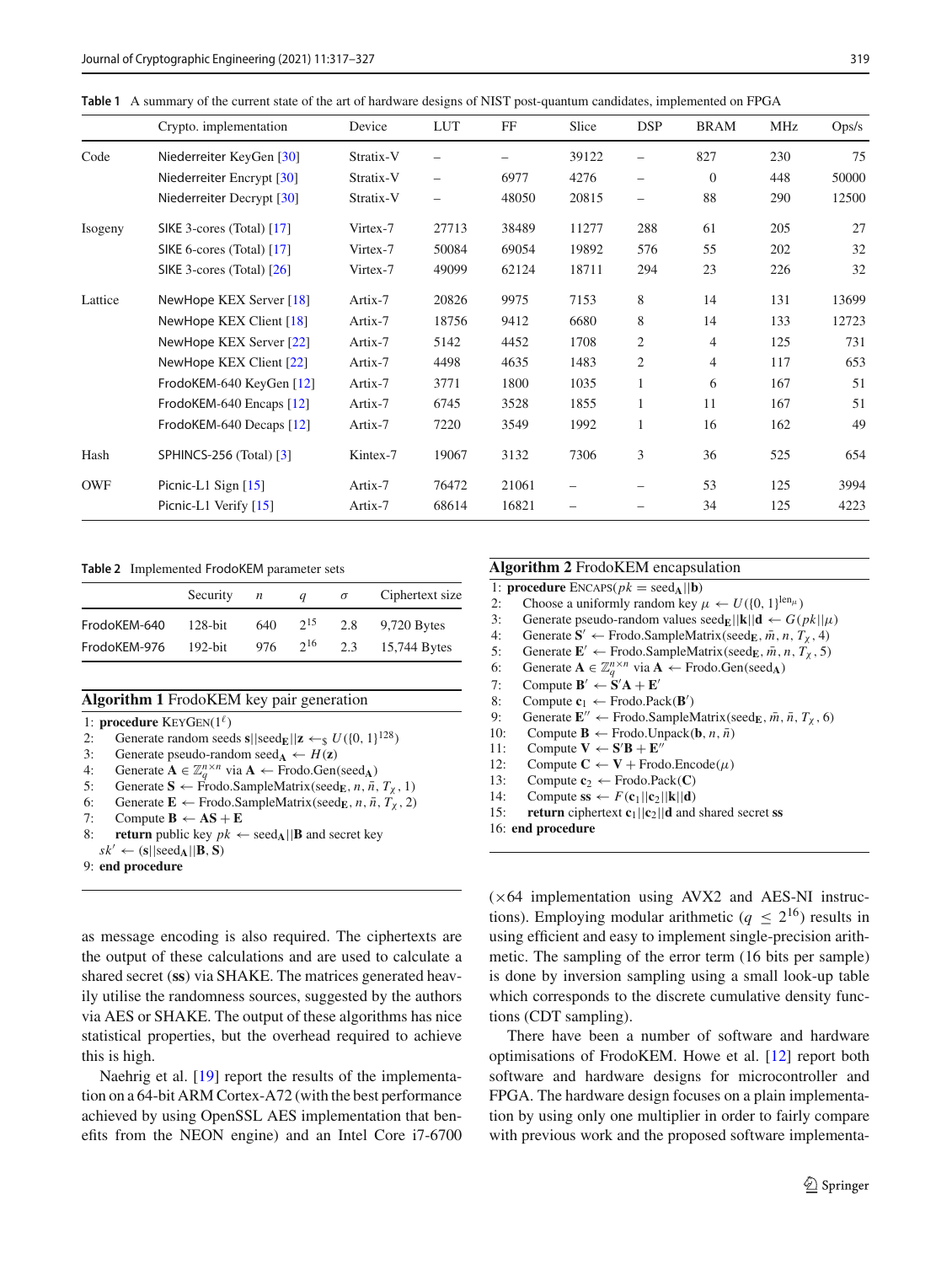**Table 1** A summary of the current state of the art of hardware designs of NIST post-quantum candidates, implemented on FPGA

| | Crypto. implementation | Device | LUT | FF | Slice | DSP | BRAM | MHz | Ops/s |
|---|---|---|---|---|---|---|---|---|---|
| Code | Niederreiter KeyGen [30] | Stratix-V | – | – | 39122 | – | 827 | 230 | 75 |
| | Niederreiter Encrypt [30] | Stratix-V | – | 6977 | 4276 | – | 0 | 448 | 50000 |
| | Niederreiter Decrypt [30] | Stratix-V | – | 48050 | 20815 | – | 88 | 290 | 12500 |
| Isogeny | SIKE 3-cores (Total) [17] | Virtex-7 | 27713 | 38489 | 11277 | 288 | 61 | 205 | 27 |
| | SIKE 6-cores (Total) [17] | Virtex-7 | 50084 | 69054 | 19892 | 576 | 55 | 202 | 32 |
| | SIKE 3-cores (Total) [26] | Virtex-7 | 49099 | 62124 | 18711 | 294 | 23 | 226 | 32 |
| Lattice | NewHope KEX Server [18] | Artix-7 | 20826 | 9975 | 7153 | 8 | 14 | 131 | 13699 |
| | NewHope KEX Client [18] | Artix-7 | 18756 | 9412 | 6680 | 8 | 14 | 133 | 12723 |
| | NewHope KEX Server [22] | Artix-7 | 5142 | 4452 | 1708 | 2 | 4 | 125 | 731 |
| | NewHope KEX Client [22] | Artix-7 | 4498 | 4635 | 1483 | 2 | 4 | 117 | 653 |
| | FrodoKEM-640 KeyGen [12] | Artix-7 | 3771 | 1800 | 1035 | 1 | 6 | 167 | 51 |
| | FrodoKEM-640 Encaps [12] | Artix-7 | 6745 | 3528 | 1855 | 1 | 11 | 167 | 51 |
| | FrodoKEM-640 Decaps [12] | Artix-7 | 7220 | 3549 | 1992 | 1 | 16 | 162 | 49 |
| Hash | SPHINCS-256 (Total) [3] | Kintex-7 | 19067 | 3132 | 7306 | 3 | 36 | 525 | 654 |
| OWF | Picnic-L1 Sign [15] | Artix-7 | 76472 | 21061 | – | – | 53 | 125 | 3994 |
| | Picnic-L1 Verify [15] | Artix-7 | 68614 | 16821 | – | – | 34 | 125 | 4223 |

**Table 2** Implemented FrodoKEM parameter sets

| | Security | $n$ | $q$ | $\sigma$ | Ciphertext size |
|---|---|---|---|---|---|
| FrodoKEM-640 | 128-bit | 640 | $2^{15}$ | 2.8 | 9,720 Bytes |
| FrodoKEM-976 | 192-bit | 976 | $2^{16}$ | 2.3 | 15,744 Bytes |

**Algorithm 1** FrodoKEM key pair generation

1: **procedure** KEYGEN($1^\ell$)
2: Generate random seeds $\mathbf{s}||\text{seed}_\mathbf{E}||\mathbf{z} \leftarrow_\$ U(\{0,1\}^{128})$
3: Generate pseudo-random $\text{seed}_\mathbf{A} \leftarrow H(\mathbf{z})$
4: Generate $\mathbf{A} \in \mathbb{Z}_q^{n\times n}$ via $\mathbf{A} \leftarrow$ Frodo.Gen($\text{seed}_\mathbf{A}$)
5: Generate $\mathbf{S} \leftarrow$ Frodo.SampleMatrix($\text{seed}_\mathbf{E}, n, \bar{n}, T_\chi, 1$)
6: Generate $\mathbf{E} \leftarrow$ Frodo.SampleMatrix($\text{seed}_\mathbf{E}, n, \bar{n}, T_\chi, 2$)
7: Compute $\mathbf{B} \leftarrow \mathbf{AS} + \mathbf{E}$
8: **return** public key $pk \leftarrow \text{seed}_\mathbf{A}||\mathbf{B}$ and secret key $sk' \leftarrow (\mathbf{s}||\text{seed}_\mathbf{A}||\mathbf{B}, \mathbf{S})$
9: **end procedure**

**Algorithm 2** FrodoKEM encapsulation

1: **procedure** ENCAPS($pk = \text{seed}_\mathbf{A}||\mathbf{b}$)
2: Choose a uniformly random key $\mu \leftarrow U(\{0,1\}^{\text{len}_\mu})$
3: Generate pseudo-random values $\text{seed}_\mathbf{E}||\mathbf{k}||\mathbf{d} \leftarrow G(pk||\mu)$
4: Generate $\mathbf{S}' \leftarrow$ Frodo.SampleMatrix($\text{seed}_\mathbf{E}, \bar{m}, n, T_\chi, 4$)
5: Generate $\mathbf{E}' \leftarrow$ Frodo.SampleMatrix($\text{seed}_\mathbf{E}, \bar{m}, n, T_\chi, 5$)
6: Generate $\mathbf{A} \in \mathbb{Z}_q^{n\times n}$ via $\mathbf{A} \leftarrow$ Frodo.Gen($\text{seed}_\mathbf{A}$)
7: Compute $\mathbf{B}' \leftarrow \mathbf{S}'\mathbf{A} + \mathbf{E}'$
8: Compute $\mathbf{c}_1 \leftarrow$ Frodo.Pack($\mathbf{B}'$)
9: Generate $\mathbf{E}'' \leftarrow$ Frodo.SampleMatrix($\text{seed}_\mathbf{E}, \bar{m}, \bar{n}, T_\chi, 6$)
10: Compute $\mathbf{B} \leftarrow$ Frodo.Unpack($\mathbf{b}, n, \bar{n}$)
11: Compute $\mathbf{V} \leftarrow \mathbf{S}'\mathbf{B} + \mathbf{E}''$
12: Compute $\mathbf{C} \leftarrow \mathbf{V} +$ Frodo.Encode($\mu$)
13: Compute $\mathbf{c}_2 \leftarrow$ Frodo.Pack($\mathbf{C}$)
14: Compute $\mathbf{ss} \leftarrow F(\mathbf{c}_1||\mathbf{c}_2||\mathbf{k}||\mathbf{d})$
15: **return** ciphertext $\mathbf{c}_1||\mathbf{c}_2||\mathbf{d}$ and shared secret $\mathbf{ss}$
16: **end procedure**

as message encoding is also required. The ciphertexts are the output of these calculations and are used to calculate a shared secret (**ss**) via SHAKE. The matrices generated heavily utilise the randomness sources, suggested by the authors via AES or SHAKE. The output of these algorithms has nice statistical properties, but the overhead required to achieve this is high.

Naehrig et al. [19] report the results of the implementation on a 64-bit ARM Cortex-A72 (with the best performance achieved by using OpenSSL AES implementation that benefits from the NEON engine) and an Intel Core i7-6700 (×64 implementation using AVX2 and AES-NI instructions). Employing modular arithmetic ($q \leq 2^{16}$) results in using efficient and easy to implement single-precision arithmetic. The sampling of the error term (16 bits per sample) is done by inversion sampling using a small look-up table which corresponds to the discrete cumulative density functions (CDT sampling).

There have been a number of software and hardware optimisations of FrodoKEM. Howe et al. [12] report both software and hardware designs for microcontroller and FPGA. The hardware design focuses on a plain implementation by using only one multiplier in order to fairly compare with previous work and the proposed software implementa-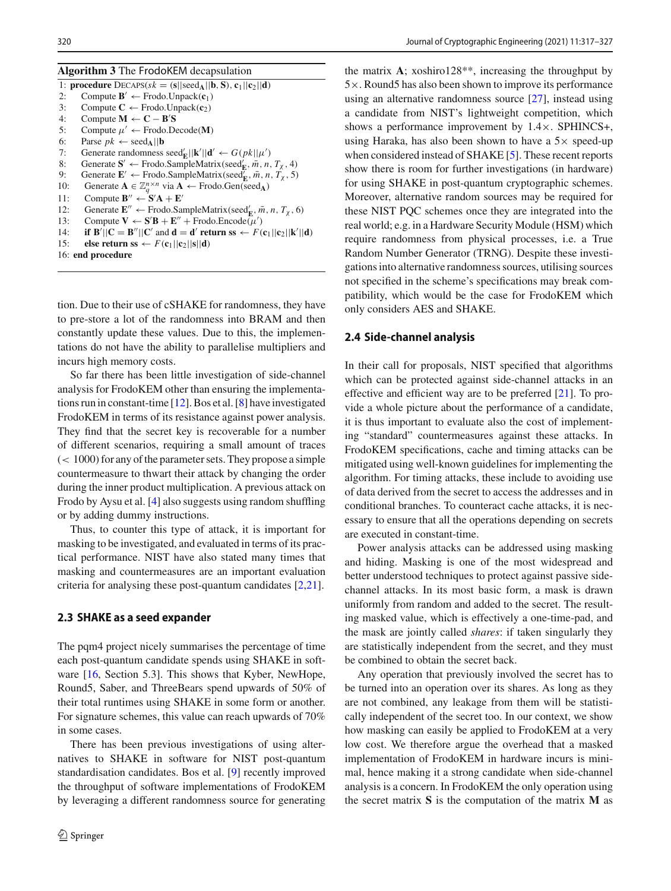**Algorithm 3** The FrodoKEM decapsulation

```
1: procedure DECAPS(sk = (s||seed_A||b, S), c1||c2||d)
2:     Compute B' ← Frodo.Unpack(c1)
3:     Compute C ← Frodo.Unpack(c2)
4:     Compute M ← C − B'S
5:     Compute μ' ← Frodo.Decode(M)
6:     Parse pk ← seed_A||b
7:     Generate randomness seed'_E||k'||d' ← G(pk||μ')
8:     Generate S' ← Frodo.SampleMatrix(seed'_E, m̄, n, T_χ, 4)
9:     Generate E' ← Frodo.SampleMatrix(seed'_E, m̄, n, T_χ, 5)
10:    Generate A ∈ Z_q^{n×n} via A ← Frodo.Gen(seed_A)
11:    Compute B'' ← S'A + E'
12:    Generate E'' ← Frodo.SampleMatrix(seed'_E, m̄, n, T_χ, 6)
13:    Compute V ← S'B + E'' + Frodo.Encode(μ')
14:    if B'||C = B''||C' and d = d' return ss ← F(c1||c2||k'||d)
15:    else return ss ← F(c1||c2||s||d)
16: end procedure
```

tion. Due to their use of cSHAKE for randomness, they have to pre-store a lot of the randomness into BRAM and then constantly update these values. Due to this, the implementations do not have the ability to parallelise multipliers and incurs high memory costs.

So far there has been little investigation of side-channel analysis for FrodoKEM other than ensuring the implementations run in constant-time [12]. Bos et al. [8] have investigated FrodoKEM in terms of its resistance against power analysis. They find that the secret key is recoverable for a number of different scenarios, requiring a small amount of traces ($< 1000$) for any of the parameter sets. They propose a simple countermeasure to thwart their attack by changing the order during the inner product multiplication. A previous attack on Frodo by Aysu et al. [4] also suggests using random shuffling or by adding dummy instructions.

Thus, to counter this type of attack, it is important for masking to be investigated, and evaluated in terms of its practical performance. NIST have also stated many times that masking and countermeasures are an important evaluation criteria for analysing these post-quantum candidates [2,21].

### 2.3 SHAKE as a seed expander

The pqm4 project nicely summarises the percentage of time each post-quantum candidate spends using SHAKE in software [16, Section 5.3]. This shows that Kyber, NewHope, Round5, Saber, and ThreeBears spend upwards of 50% of their total runtimes using SHAKE in some form or another. For signature schemes, this value can reach upwards of 70% in some cases.

There has been previous investigations of using alternatives to SHAKE in software for NIST post-quantum standardisation candidates. Bos et al. [9] recently improved the throughput of software implementations of FrodoKEM by leveraging a different randomness source for generating the matrix $\mathbf{A}$; xoshiro128**, increasing the throughput by $5\times$. Round5 has also been shown to improve its performance using an alternative randomness source [27], instead using a candidate from NIST's lightweight competition, which shows a performance improvement by $1.4\times$. SPHINCS+, using Haraka, has also been shown to have a $5\times$ speed-up when considered instead of SHAKE [5]. These recent reports show there is room for further investigations (in hardware) for using SHAKE in post-quantum cryptographic schemes. Moreover, alternative random sources may be required for these NIST PQC schemes once they are integrated into the real world; e.g. in a Hardware Security Module (HSM) which require randomness from physical processes, i.e. a True Random Number Generator (TRNG). Despite these investigations into alternative randomness sources, utilising sources not specified in the scheme's specifications may break compatibility, which would be the case for FrodoKEM which only considers AES and SHAKE.

### 2.4 Side-channel analysis

In their call for proposals, NIST specified that algorithms which can be protected against side-channel attacks in an effective and efficient way are to be preferred [21]. To provide a whole picture about the performance of a candidate, it is thus important to evaluate also the cost of implementing "standard" countermeasures against these attacks. In FrodoKEM specifications, cache and timing attacks can be mitigated using well-known guidelines for implementing the algorithm. For timing attacks, these include to avoiding use of data derived from the secret to access the addresses and in conditional branches. To counteract cache attacks, it is necessary to ensure that all the operations depending on secrets are executed in constant-time.

Power analysis attacks can be addressed using masking and hiding. Masking is one of the most widespread and better understood techniques to protect against passive side-channel attacks. In its most basic form, a mask is drawn uniformly from random and added to the secret. The resulting masked value, which is effectively a one-time-pad, and the mask are jointly called *shares*: if taken singularly they are statistically independent from the secret, and they must be combined to obtain the secret back.

Any operation that previously involved the secret has to be turned into an operation over its shares. As long as they are not combined, any leakage from them will be statistically independent of the secret too. In our context, we show how masking can easily be applied to FrodoKEM at a very low cost. We therefore argue the overhead that a masked implementation of FrodoKEM in hardware incurs is minimal, hence making it a strong candidate when side-channel analysis is a concern. In FrodoKEM the only operation using the secret matrix $\mathbf{S}$ is the computation of the matrix $\mathbf{M}$ as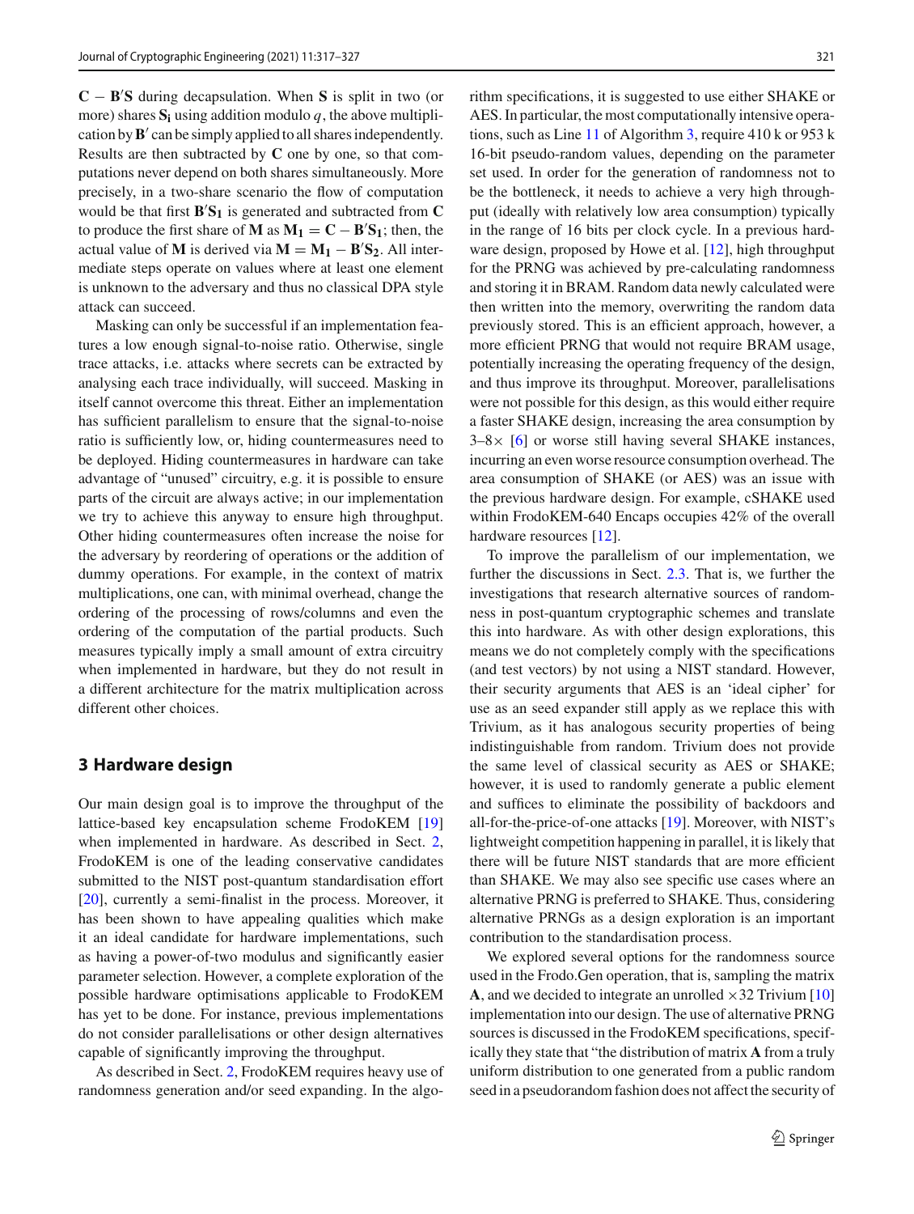$\mathbf{C} - \mathbf{B}'\mathbf{S}$ during decapsulation. When $\mathbf{S}$ is split in two (or more) shares $\mathbf{S_i}$ using addition modulo $q$, the above multiplication by $\mathbf{B}'$ can be simply applied to all shares independently. Results are then subtracted by $\mathbf{C}$ one by one, so that computations never depend on both shares simultaneously. More precisely, in a two-share scenario the flow of computation would be that first $\mathbf{B}'\mathbf{S_1}$ is generated and subtracted from $\mathbf{C}$ to produce the first share of $\mathbf{M}$ as $\mathbf{M_1} = \mathbf{C} - \mathbf{B}'\mathbf{S_1}$; then, the actual value of $\mathbf{M}$ is derived via $\mathbf{M} = \mathbf{M_1} - \mathbf{B}'\mathbf{S_2}$. All intermediate steps operate on values where at least one element is unknown to the adversary and thus no classical DPA style attack can succeed.

Masking can only be successful if an implementation features a low enough signal-to-noise ratio. Otherwise, single trace attacks, i.e. attacks where secrets can be extracted by analysing each trace individually, will succeed. Masking in itself cannot overcome this threat. Either an implementation has sufficient parallelism to ensure that the signal-to-noise ratio is sufficiently low, or, hiding countermeasures need to be deployed. Hiding countermeasures in hardware can take advantage of "unused" circuitry, e.g. it is possible to ensure parts of the circuit are always active; in our implementation we try to achieve this anyway to ensure high throughput. Other hiding countermeasures often increase the noise for the adversary by reordering of operations or the addition of dummy operations. For example, in the context of matrix multiplications, one can, with minimal overhead, change the ordering of the processing of rows/columns and even the ordering of the computation of the partial products. Such measures typically imply a small amount of extra circuitry when implemented in hardware, but they do not result in a different architecture for the matrix multiplication across different other choices.

## 3 Hardware design

Our main design goal is to improve the throughput of the lattice-based key encapsulation scheme FrodoKEM [19] when implemented in hardware. As described in Sect. 2, FrodoKEM is one of the leading conservative candidates submitted to the NIST post-quantum standardisation effort [20], currently a semi-finalist in the process. Moreover, it has been shown to have appealing qualities which make it an ideal candidate for hardware implementations, such as having a power-of-two modulus and significantly easier parameter selection. However, a complete exploration of the possible hardware optimisations applicable to FrodoKEM has yet to be done. For instance, previous implementations do not consider parallelisations or other design alternatives capable of significantly improving the throughput.

As described in Sect. 2, FrodoKEM requires heavy use of randomness generation and/or seed expanding. In the algorithm specifications, it is suggested to use either SHAKE or AES. In particular, the most computationally intensive operations, such as Line 11 of Algorithm 3, require 410 k or 953 k 16-bit pseudo-random values, depending on the parameter set used. In order for the generation of randomness not to be the bottleneck, it needs to achieve a very high throughput (ideally with relatively low area consumption) typically in the range of 16 bits per clock cycle. In a previous hardware design, proposed by Howe et al. [12], high throughput for the PRNG was achieved by pre-calculating randomness and storing it in BRAM. Random data newly calculated were then written into the memory, overwriting the random data previously stored. This is an efficient approach, however, a more efficient PRNG that would not require BRAM usage, potentially increasing the operating frequency of the design, and thus improve its throughput. Moreover, parallelisations were not possible for this design, as this would either require a faster SHAKE design, increasing the area consumption by 3–8× [6] or worse still having several SHAKE instances, incurring an even worse resource consumption overhead. The area consumption of SHAKE (or AES) was an issue with the previous hardware design. For example, cSHAKE used within FrodoKEM-640 Encaps occupies 42% of the overall hardware resources [12].

To improve the parallelism of our implementation, we further the discussions in Sect. 2.3. That is, we further the investigations that research alternative sources of randomness in post-quantum cryptographic schemes and translate this into hardware. As with other design explorations, this means we do not completely comply with the specifications (and test vectors) by not using a NIST standard. However, their security arguments that AES is an 'ideal cipher' for use as an seed expander still apply as we replace this with Trivium, as it has analogous security properties of being indistinguishable from random. Trivium does not provide the same level of classical security as AES or SHAKE; however, it is used to randomly generate a public element and suffices to eliminate the possibility of backdoors and all-for-the-price-of-one attacks [19]. Moreover, with NIST's lightweight competition happening in parallel, it is likely that there will be future NIST standards that are more efficient than SHAKE. We may also see specific use cases where an alternative PRNG is preferred to SHAKE. Thus, considering alternative PRNGs as a design exploration is an important contribution to the standardisation process.

We explored several options for the randomness source used in the Frodo.Gen operation, that is, sampling the matrix $\mathbf{A}$, and we decided to integrate an unrolled ×32 Trivium [10] implementation into our design. The use of alternative PRNG sources is discussed in the FrodoKEM specifications, specifically they state that "the distribution of matrix $\mathbf{A}$ from a truly uniform distribution to one generated from a public random seed in a pseudorandom fashion does not affect the security of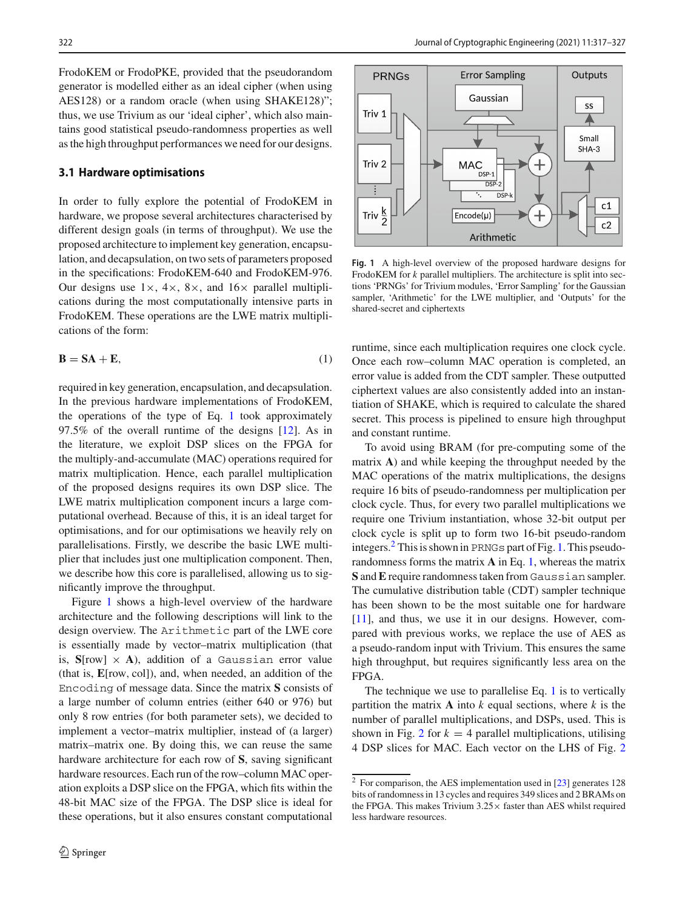FrodoKEM or FrodoPKE, provided that the pseudorandom generator is modelled either as an ideal cipher (when using AES128) or a random oracle (when using SHAKE128)"; thus, we use Trivium as our 'ideal cipher', which also maintains good statistical pseudo-randomness properties as well as the high throughput performances we need for our designs.

### 3.1 Hardware optimisations

In order to fully explore the potential of FrodoKEM in hardware, we propose several architectures characterised by different design goals (in terms of throughput). We use the proposed architecture to implement key generation, encapsulation, and decapsulation, on two sets of parameters proposed in the specifications: FrodoKEM-640 and FrodoKEM-976. Our designs use 1×, 4×, 8×, and 16× parallel multiplications during the most computationally intensive parts in FrodoKEM. These operations are the LWE matrix multiplications of the form:

$$\mathbf{B} = \mathbf{SA} + \mathbf{E}, \tag{1}$$

required in key generation, encapsulation, and decapsulation. In the previous hardware implementations of FrodoKEM, the operations of the type of Eq. 1 took approximately 97.5% of the overall runtime of the designs [12]. As in the literature, we exploit DSP slices on the FPGA for the multiply-and-accumulate (MAC) operations required for matrix multiplication. Hence, each parallel multiplication of the proposed designs requires its own DSP slice. The LWE matrix multiplication component incurs a large computational overhead. Because of this, it is an ideal target for optimisations, and for our optimisations we heavily rely on parallelisations. Firstly, we describe the basic LWE multiplier that includes just one multiplication component. Then, we describe how this core is parallelised, allowing us to significantly improve the throughput.

Figure 1 shows a high-level overview of the hardware architecture and the following descriptions will link to the design overview. The `Arithmetic` part of the LWE core is essentially made by vector–matrix multiplication (that is, $\mathbf{S}$[row] × $\mathbf{A}$), addition of a `Gaussian` error value (that is, $\mathbf{E}$[row, col]), and, when needed, an addition of the `Encoding` of message data. Since the matrix $\mathbf{S}$ consists of a large number of column entries (either 640 or 976) but only 8 row entries (for both parameter sets), we decided to implement a vector–matrix multiplier, instead of (a larger) matrix–matrix one. By doing this, we can reuse the same hardware architecture for each row of $\mathbf{S}$, saving significant hardware resources. Each run of the row–column MAC operation exploits a DSP slice on the FPGA, which fits within the 48-bit MAC size of the FPGA. The DSP slice is ideal for these operations, but it also ensures constant computational runtime, since each multiplication requires one clock cycle. Once each row–column MAC operation is completed, an error value is added from the CDT sampler. These outputted ciphertext values are also consistently added into an instantiation of SHAKE, which is required to calculate the shared secret. This process is pipelined to ensure high throughput and constant runtime.

Fig. 1 A high-level overview of the proposed hardware designs for FrodoKEM for $k$ parallel multipliers. The architecture is split into sections 'PRNGs' for Trivium modules, 'Error Sampling' for the Gaussian sampler, 'Arithmetic' for the LWE multiplier, and 'Outputs' for the shared-secret and ciphertexts

To avoid using BRAM (for pre-computing some of the matrix $\mathbf{A}$) and while keeping the throughput needed by the MAC operations of the matrix multiplications, the designs require 16 bits of pseudo-randomness per multiplication per clock cycle. Thus, for every two parallel multiplications we require one Trivium instantiation, whose 32-bit output per clock cycle is split up to form two 16-bit pseudo-random integers.[2] This is shown in `PRNGs` part of Fig. 1. This pseudo-randomness forms the matrix $\mathbf{A}$ in Eq. 1, whereas the matrix $\mathbf{S}$ and $\mathbf{E}$ require randomness taken from `Gaussian` sampler. The cumulative distribution table (CDT) sampler technique has been shown to be the most suitable one for hardware [11], and thus, we use it in our designs. However, compared with previous works, we replace the use of AES as a pseudo-random input with Trivium. This ensures the same high throughput, but requires significantly less area on the FPGA.

The technique we use to parallelise Eq. 1 is to vertically partition the matrix $\mathbf{A}$ into $k$ equal sections, where $k$ is the number of parallel multiplications, and DSPs, used. This is shown in Fig. 2 for $k = 4$ parallel multiplications, utilising 4 DSP slices for MAC. Each vector on the LHS of Fig. 2

[2] For comparison, the AES implementation used in [23] generates 128 bits of randomness in 13 cycles and requires 349 slices and 2 BRAMs on the FPGA. This makes Trivium 3.25× faster than AES whilst required less hardware resources.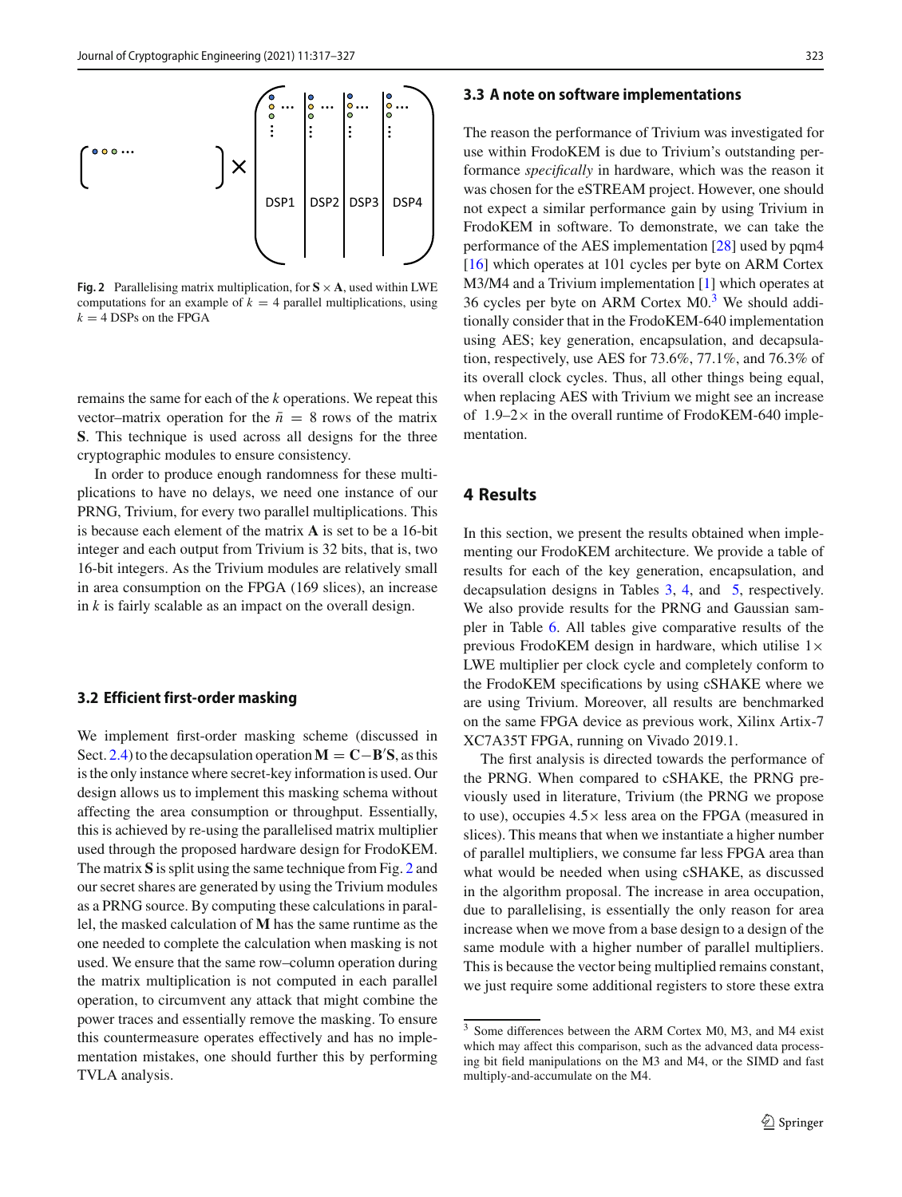Fig. 2 Parallelising matrix multiplication, for $\mathbf{S} \times \mathbf{A}$, used within LWE computations for an example of $k = 4$ parallel multiplications, using $k = 4$ DSPs on the FPGA

remains the same for each of the $k$ operations. We repeat this vector–matrix operation for the $\bar{n} = 8$ rows of the matrix $\mathbf{S}$. This technique is used across all designs for the three cryptographic modules to ensure consistency.

In order to produce enough randomness for these multiplications to have no delays, we need one instance of our PRNG, Trivium, for every two parallel multiplications. This is because each element of the matrix $\mathbf{A}$ is set to be a 16-bit integer and each output from Trivium is 32 bits, that is, two 16-bit integers. As the Trivium modules are relatively small in area consumption on the FPGA (169 slices), an increase in $k$ is fairly scalable as an impact on the overall design.

### 3.2 Efficient first-order masking

We implement first-order masking scheme (discussed in Sect. 2.4) to the decapsulation operation $\mathbf{M} = \mathbf{C} - \mathbf{B}'\mathbf{S}$, as this is the only instance where secret-key information is used. Our design allows us to implement this masking schema without affecting the area consumption or throughput. Essentially, this is achieved by re-using the parallelised matrix multiplier used through the proposed hardware design for FrodoKEM. The matrix $\mathbf{S}$ is split using the same technique from Fig. 2 and our secret shares are generated by using the Trivium modules as a PRNG source. By computing these calculations in parallel, the masked calculation of $\mathbf{M}$ has the same runtime as the one needed to complete the calculation when masking is not used. We ensure that the same row–column operation during the matrix multiplication is not computed in each parallel operation, to circumvent any attack that might combine the power traces and essentially remove the masking. To ensure this countermeasure operates effectively and has no implementation mistakes, one should further this by performing TVLA analysis.

### 3.3 A note on software implementations

The reason the performance of Trivium was investigated for use within FrodoKEM is due to Trivium's outstanding performance *specifically* in hardware, which was the reason it was chosen for the eSTREAM project. However, one should not expect a similar performance gain by using Trivium in FrodoKEM in software. To demonstrate, we can take the performance of the AES implementation [28] used by pqm4 [16] which operates at 101 cycles per byte on ARM Cortex M3/M4 and a Trivium implementation [1] which operates at 36 cycles per byte on ARM Cortex M0.[3] We should additionally consider that in the FrodoKEM-640 implementation using AES; key generation, encapsulation, and decapsulation, respectively, use AES for 73.6%, 77.1%, and 76.3% of its overall clock cycles. Thus, all other things being equal, when replacing AES with Trivium we might see an increase of 1.9–2$\times$ in the overall runtime of FrodoKEM-640 implementation.

## 4 Results

In this section, we present the results obtained when implementing our FrodoKEM architecture. We provide a table of results for each of the key generation, encapsulation, and decapsulation designs in Tables 3, 4, and 5, respectively. We also provide results for the PRNG and Gaussian sampler in Table 6. All tables give comparative results of the previous FrodoKEM design in hardware, which utilise 1$\times$ LWE multiplier per clock cycle and completely conform to the FrodoKEM specifications by using cSHAKE where we are using Trivium. Moreover, all results are benchmarked on the same FPGA device as previous work, Xilinx Artix-7 XC7A35T FPGA, running on Vivado 2019.1.

The first analysis is directed towards the performance of the PRNG. When compared to cSHAKE, the PRNG previously used in literature, Trivium (the PRNG we propose to use), occupies 4.5$\times$ less area on the FPGA (measured in slices). This means that when we instantiate a higher number of parallel multipliers, we consume far less FPGA area than what would be needed when using cSHAKE, as discussed in the algorithm proposal. The increase in area occupation, due to parallelising, is essentially the only reason for area increase when we move from a base design to a design of the same module with a higher number of parallel multipliers. This is because the vector being multiplied remains constant, we just require some additional registers to store these extra

[3] Some differences between the ARM Cortex M0, M3, and M4 exist which may affect this comparison, such as the advanced data processing bit field manipulations on the M3 and M4, or the SIMD and fast multiply-and-accumulate on the M4.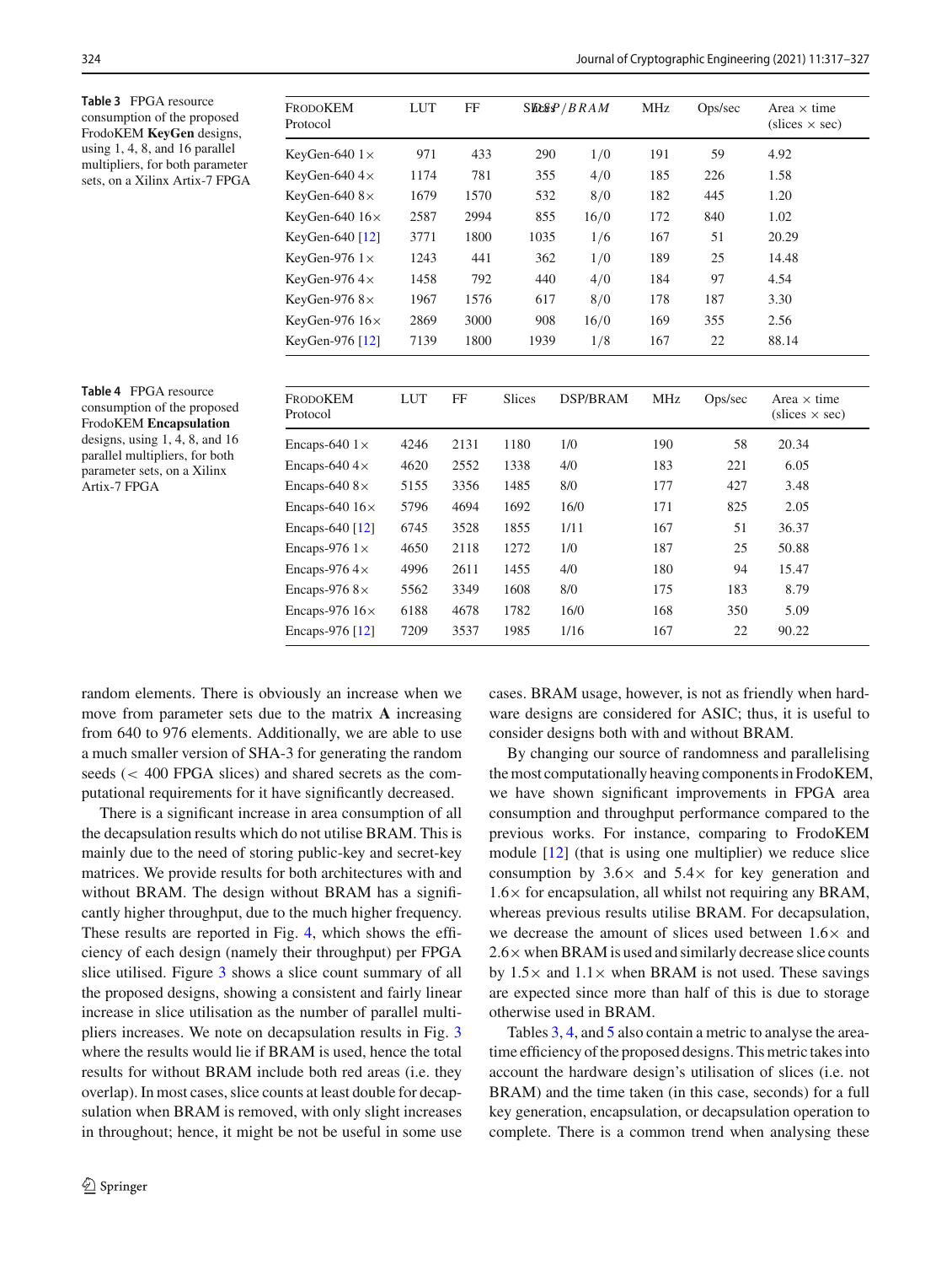**Table 3** FPGA resource consumption of the proposed FrodoKEM **KeyGen** designs, using 1, 4, 8, and 16 parallel multipliers, for both parameter sets, on a Xilinx Artix-7 FPGA

| FrodoKEM Protocol | LUT | FF | Slices | DSP/BRAM | MHz | Ops/sec | Area × time (slices × sec) |
|---|---|---|---|---|---|---|---|
| KeyGen-640 1× | 971 | 433 | 290 | 1/0 | 191 | 59 | 4.92 |
| KeyGen-640 4× | 1174 | 781 | 355 | 4/0 | 185 | 226 | 1.58 |
| KeyGen-640 8× | 1679 | 1570 | 532 | 8/0 | 182 | 445 | 1.20 |
| KeyGen-640 16× | 2587 | 2994 | 855 | 16/0 | 172 | 840 | 1.02 |
| KeyGen-640 [12] | 3771 | 1800 | 1035 | 1/6 | 167 | 51 | 20.29 |
| KeyGen-976 1× | 1243 | 441 | 362 | 1/0 | 189 | 25 | 14.48 |
| KeyGen-976 4× | 1458 | 792 | 440 | 4/0 | 184 | 97 | 4.54 |
| KeyGen-976 8× | 1967 | 1576 | 617 | 8/0 | 178 | 187 | 3.30 |
| KeyGen-976 16× | 2869 | 3000 | 908 | 16/0 | 169 | 355 | 2.56 |
| KeyGen-976 [12] | 7139 | 1800 | 1939 | 1/8 | 167 | 22 | 88.14 |

**Table 4** FPGA resource consumption of the proposed FrodoKEM **Encapsulation** designs, using 1, 4, 8, and 16 parallel multipliers, for both parameter sets, on a Xilinx Artix-7 FPGA

| FrodoKEM Protocol | LUT | FF | Slices | DSP/BRAM | MHz | Ops/sec | Area × time (slices × sec) |
|---|---|---|---|---|---|---|---|
| Encaps-640 1× | 4246 | 2131 | 1180 | 1/0 | 190 | 58 | 20.34 |
| Encaps-640 4× | 4620 | 2552 | 1338 | 4/0 | 183 | 221 | 6.05 |
| Encaps-640 8× | 5155 | 3356 | 1485 | 8/0 | 177 | 427 | 3.48 |
| Encaps-640 16× | 5796 | 4694 | 1692 | 16/0 | 171 | 825 | 2.05 |
| Encaps-640 [12] | 6745 | 3528 | 1855 | 1/11 | 167 | 51 | 36.37 |
| Encaps-976 1× | 4650 | 2118 | 1272 | 1/0 | 187 | 25 | 50.88 |
| Encaps-976 4× | 4996 | 2611 | 1455 | 4/0 | 180 | 94 | 15.47 |
| Encaps-976 8× | 5562 | 3349 | 1608 | 8/0 | 175 | 183 | 8.79 |
| Encaps-976 16× | 6188 | 4678 | 1782 | 16/0 | 168 | 350 | 5.09 |
| Encaps-976 [12] | 7209 | 3537 | 1985 | 1/16 | 167 | 22 | 90.22 |

random elements. There is obviously an increase when we move from parameter sets due to the matrix **A** increasing from 640 to 976 elements. Additionally, we are able to use a much smaller version of SHA-3 for generating the random seeds (< 400 FPGA slices) and shared secrets as the computational requirements for it have significantly decreased.

There is a significant increase in area consumption of all the decapsulation results which do not utilise BRAM. This is mainly due to the need of storing public-key and secret-key matrices. We provide results for both architectures with and without BRAM. The design without BRAM has a significantly higher throughput, due to the much higher frequency. These results are reported in Fig. 4, which shows the efficiency of each design (namely their throughput) per FPGA slice utilised. Figure 3 shows a slice count summary of all the proposed designs, showing a consistent and fairly linear increase in slice utilisation as the number of parallel multipliers increases. We note on decapsulation results in Fig. 3 where the results would lie if BRAM is used, hence the total results for without BRAM include both red areas (i.e. they overlap). In most cases, slice counts at least double for decapsulation when BRAM is removed, with only slight increases in throughout; hence, it might be not be useful in some use cases. BRAM usage, however, is not as friendly when hardware designs are considered for ASIC; thus, it is useful to consider designs both with and without BRAM.

By changing our source of randomness and parallelising the most computationally heaving components in FrodoKEM, we have shown significant improvements in FPGA area consumption and throughput performance compared to the previous works. For instance, comparing to FrodoKEM module [12] (that is using one multiplier) we reduce slice consumption by 3.6× and 5.4× for key generation and 1.6× for encapsulation, all whilst not requiring any BRAM, whereas previous results utilise BRAM. For decapsulation, we decrease the amount of slices used between 1.6× and 2.6× when BRAM is used and similarly decrease slice counts by 1.5× and 1.1× when BRAM is not used. These savings are expected since more than half of this is due to storage otherwise used in BRAM.

Tables 3, 4, and 5 also contain a metric to analyse the area-time efficiency of the proposed designs. This metric takes into account the hardware design's utilisation of slices (i.e. not BRAM) and the time taken (in this case, seconds) for a full key generation, encapsulation, or decapsulation operation to complete. There is a common trend when analysing these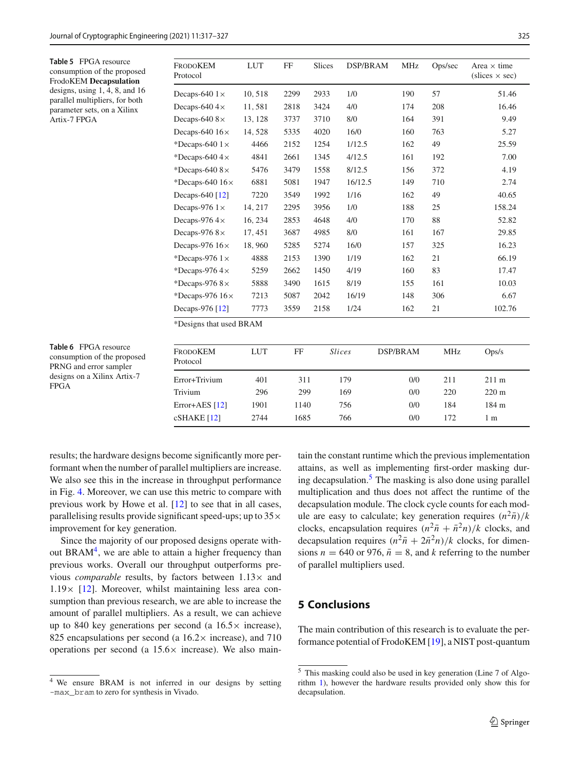**Table 5** FPGA resource consumption of the proposed FrodoKEM **Decapsulation** designs, using 1, 4, 8, and 16 parallel multipliers, for both parameter sets, on a Xilinx Artix-7 FPGA

| FrodoKEM Protocol | LUT | FF | Slices | DSP/BRAM | MHz | Ops/sec | Area × time (slices × sec) |
|---|---|---|---|---|---|---|---|
| Decaps-640 1× | 10, 518 | 2299 | 2933 | 1/0 | 190 | 57 | 51.46 |
| Decaps-640 4× | 11, 581 | 2818 | 3424 | 4/0 | 174 | 208 | 16.46 |
| Decaps-640 8× | 13, 128 | 3737 | 3710 | 8/0 | 164 | 391 | 9.49 |
| Decaps-640 16× | 14, 528 | 5335 | 4020 | 16/0 | 160 | 763 | 5.27 |
| *Decaps-640 1× | 4466 | 2152 | 1254 | 1/12.5 | 162 | 49 | 25.59 |
| *Decaps-640 4× | 4841 | 2661 | 1345 | 4/12.5 | 161 | 192 | 7.00 |
| *Decaps-640 8× | 5476 | 3479 | 1558 | 8/12.5 | 156 | 372 | 4.19 |
| *Decaps-640 16× | 6881 | 5081 | 1947 | 16/12.5 | 149 | 710 | 2.74 |
| Decaps-640 [12] | 7220 | 3549 | 1992 | 1/16 | 162 | 49 | 40.65 |
| Decaps-976 1× | 14, 217 | 2295 | 3956 | 1/0 | 188 | 25 | 158.24 |
| Decaps-976 4× | 16, 234 | 2853 | 4648 | 4/0 | 170 | 88 | 52.82 |
| Decaps-976 8× | 17, 451 | 3687 | 4985 | 8/0 | 161 | 167 | 29.85 |
| Decaps-976 16× | 18, 960 | 5285 | 5274 | 16/0 | 157 | 325 | 16.23 |
| *Decaps-976 1× | 4888 | 2153 | 1390 | 1/19 | 162 | 21 | 66.19 |
| *Decaps-976 4× | 5259 | 2662 | 1450 | 4/19 | 160 | 83 | 17.47 |
| *Decaps-976 8× | 5888 | 3490 | 1615 | 8/19 | 155 | 161 | 10.03 |
| *Decaps-976 16× | 7213 | 5087 | 2042 | 16/19 | 148 | 306 | 6.67 |
| Decaps-976 [12] | 7773 | 3559 | 2158 | 1/24 | 162 | 21 | 102.76 |

*Designs that used BRAM

**Table 6** FPGA resource consumption of the proposed PRNG and error sampler designs on a Xilinx Artix-7 FPGA

| FrodoKEM Protocol | LUT | FF | *Slices* | DSP/BRAM | MHz | Ops/s |
|---|---|---|---|---|---|---|
| Error+Trivium | 401 | 311 | 179 | 0/0 | 211 | 211 m |
| Trivium | 296 | 299 | 169 | 0/0 | 220 | 220 m |
| Error+AES [12] | 1901 | 1140 | 756 | 0/0 | 184 | 184 m |
| cSHAKE [12] | 2744 | 1685 | 766 | 0/0 | 172 | 1 m |

results; the hardware designs become significantly more performant when the number of parallel multipliers are increase. We also see this in the increase in throughput performance in Fig. 4. Moreover, we can use this metric to compare with previous work by Howe et al. [12] to see that in all cases, parallelising results provide significant speed-ups; up to 35× improvement for key generation.

Since the majority of our proposed designs operate without BRAM[4], we are able to attain a higher frequency than previous works. Overall our throughput outperforms previous *comparable* results, by factors between 1.13× and 1.19× [12]. Moreover, whilst maintaining less area consumption than previous research, we are able to increase the amount of parallel multipliers. As a result, we can achieve up to 840 key generations per second (a 16.5× increase), 825 encapsulations per second (a 16.2× increase), and 710 operations per second (a 15.6× increase). We also maintain the constant runtime which the previous implementation attains, as well as implementing first-order masking during decapsulation.[5] The masking is also done using parallel multiplication and thus does not affect the runtime of the decapsulation module. The clock cycle counts for each module are easy to calculate; key generation requires $(n^2\bar{n})/k$ clocks, encapsulation requires $(n^2\bar{n} + \bar{n}^2 n)/k$ clocks, and decapsulation requires $(n^2\bar{n} + 2\bar{n}^2 n)/k$ clocks, for dimensions $n = 640$ or 976, $\bar{n} = 8$, and $k$ referring to the number of parallel multipliers used.

## 5 Conclusions

The main contribution of this research is to evaluate the performance potential of FrodoKEM [19], a NIST post-quantum

[4] We ensure BRAM is not inferred in our designs by setting `-max_bram` to zero for synthesis in Vivado.

[5] This masking could also be used in key generation (Line 7 of Algorithm 1), however the hardware results provided only show this for decapsulation.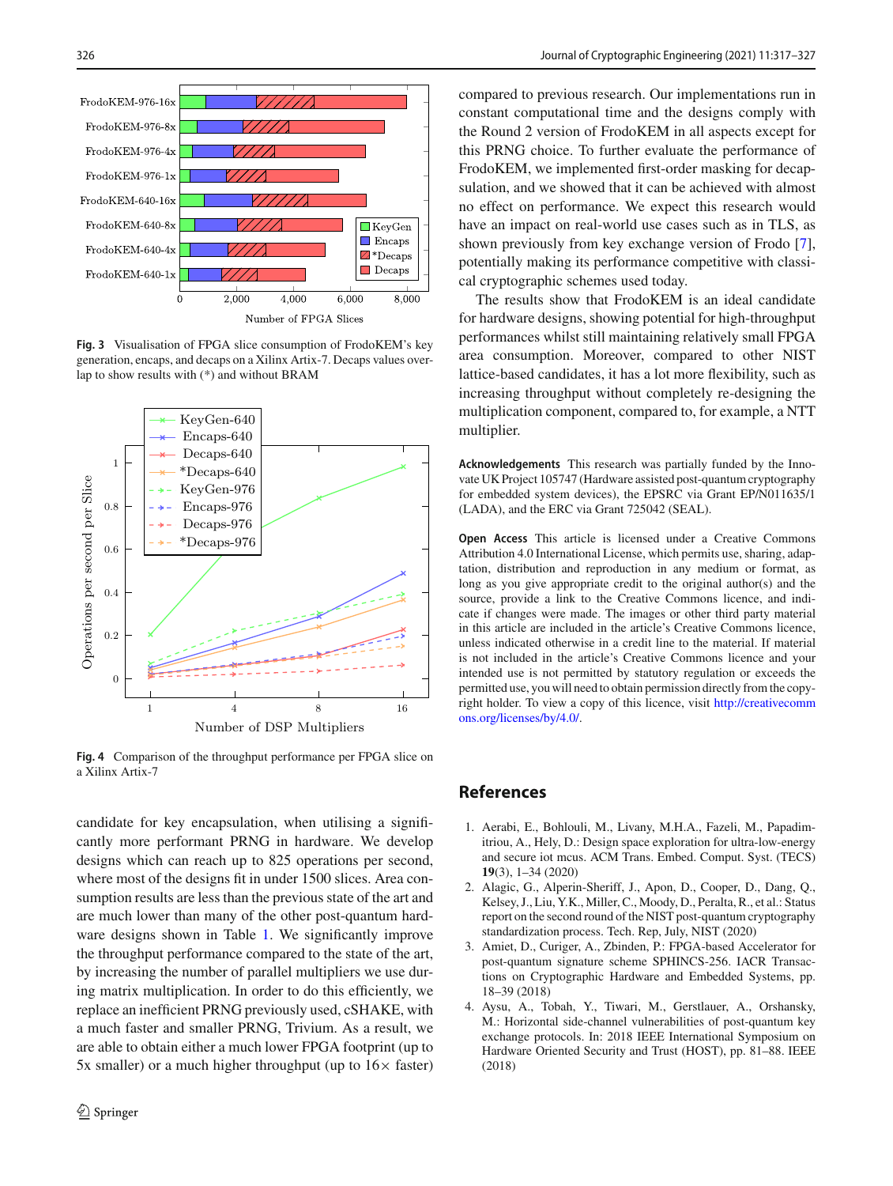Fig. 3 Visualisation of FPGA slice consumption of FrodoKEM's key generation, encaps, and decaps on a Xilinx Artix-7. Decaps values overlap to show results with (*) and without BRAM

Fig. 4 Comparison of the throughput performance per FPGA slice on a Xilinx Artix-7

candidate for key encapsulation, when utilising a significantly more performant PRNG in hardware. We develop designs which can reach up to 825 operations per second, where most of the designs fit in under 1500 slices. Area consumption results are less than the previous state of the art and are much lower than many of the other post-quantum hardware designs shown in Table 1. We significantly improve the throughput performance compared to the state of the art, by increasing the number of parallel multipliers we use during matrix multiplication. In order to do this efficiently, we replace an inefficient PRNG previously used, cSHAKE, with a much faster and smaller PRNG, Trivium. As a result, we are able to obtain either a much lower FPGA footprint (up to 5x smaller) or a much higher throughput (up to 16× faster) compared to previous research. Our implementations run in constant computational time and the designs comply with the Round 2 version of FrodoKEM in all aspects except for this PRNG choice. To further evaluate the performance of FrodoKEM, we implemented first-order masking for decapsulation, and we showed that it can be achieved with almost no effect on performance. We expect this research would have an impact on real-world use cases such as in TLS, as shown previously from key exchange version of Frodo [7], potentially making its performance competitive with classical cryptographic schemes used today.

The results show that FrodoKEM is an ideal candidate for hardware designs, showing potential for high-throughput performances whilst still maintaining relatively small FPGA area consumption. Moreover, compared to other NIST lattice-based candidates, it has a lot more flexibility, such as increasing throughput without completely re-designing the multiplication component, compared to, for example, a NTT multiplier.

**Acknowledgements** This research was partially funded by the Innovate UK Project 105747 (Hardware assisted post-quantum cryptography for embedded system devices), the EPSRC via Grant EP/N011635/1 (LADA), and the ERC via Grant 725042 (SEAL).

**Open Access** This article is licensed under a Creative Commons Attribution 4.0 International License, which permits use, sharing, adaptation, distribution and reproduction in any medium or format, as long as you give appropriate credit to the original author(s) and the source, provide a link to the Creative Commons licence, and indicate if changes were made. The images or other third party material in this article are included in the article's Creative Commons licence, unless indicated otherwise in a credit line to the material. If material is not included in the article's Creative Commons licence and your intended use is not permitted by statutory regulation or exceeds the permitted use, you will need to obtain permission directly from the copyright holder. To view a copy of this licence, visit http://creativecommons.org/licenses/by/4.0/.

## References

1. Aerabi, E., Bohlouli, M., Livany, M.H.A., Fazeli, M., Papadimitriou, A., Hely, D.: Design space exploration for ultra-low-energy and secure iot mcus. ACM Trans. Embed. Comput. Syst. (TECS) **19**(3), 1–34 (2020)
2. Alagic, G., Alperin-Sheriff, J., Apon, D., Cooper, D., Dang, Q., Kelsey, J., Liu, Y.K., Miller, C., Moody, D., Peralta, R., et al.: Status report on the second round of the NIST post-quantum cryptography standardization process. Tech. Rep, July, NIST (2020)
3. Amiet, D., Curiger, A., Zbinden, P.: FPGA-based Accelerator for post-quantum signature scheme SPHINCS-256. IACR Transactions on Cryptographic Hardware and Embedded Systems, pp. 18–39 (2018)
4. Aysu, A., Tobah, Y., Tiwari, M., Gerstlauer, A., Orshansky, M.: Horizontal side-channel vulnerabilities of post-quantum key exchange protocols. In: 2018 IEEE International Symposium on Hardware Oriented Security and Trust (HOST), pp. 81–88. IEEE (2018)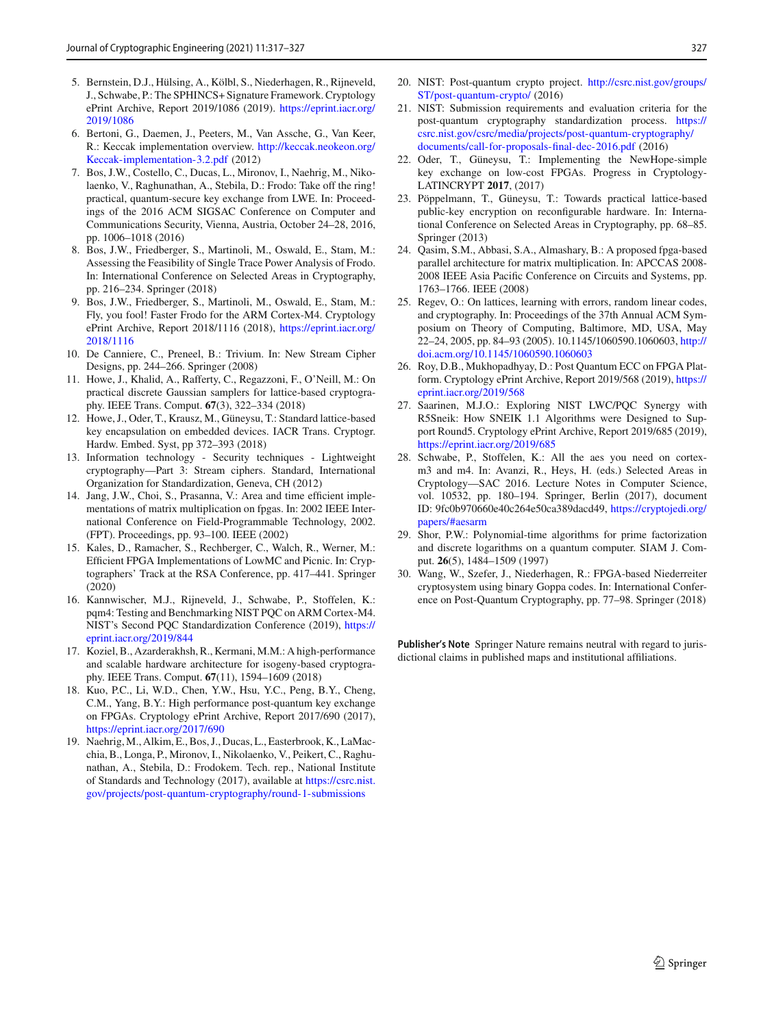5. Bernstein, D.J., Hülsing, A., Kölbl, S., Niederhagen, R., Rijneveld, J., Schwabe, P.: The SPHINCS+ Signature Framework. Cryptology ePrint Archive, Report 2019/1086 (2019). https://eprint.iacr.org/2019/1086
6. Bertoni, G., Daemen, J., Peeters, M., Van Assche, G., Van Keer, R.: Keccak implementation overview. http://keccak.neokeon.org/Keccak-implementation-3.2.pdf (2012)
7. Bos, J.W., Costello, C., Ducas, L., Mironov, I., Naehrig, M., Nikolaenko, V., Raghunathan, A., Stebila, D.: Frodo: Take off the ring! practical, quantum-secure key exchange from LWE. In: Proceedings of the 2016 ACM SIGSAC Conference on Computer and Communications Security, Vienna, Austria, October 24–28, 2016, pp. 1006–1018 (2016)
8. Bos, J.W., Friedberger, S., Martinoli, M., Oswald, E., Stam, M.: Assessing the Feasibility of Single Trace Power Analysis of Frodo. In: International Conference on Selected Areas in Cryptography, pp. 216–234. Springer (2018)
9. Bos, J.W., Friedberger, S., Martinoli, M., Oswald, E., Stam, M.: Fly, you fool! Faster Frodo for the ARM Cortex-M4. Cryptology ePrint Archive, Report 2018/1116 (2018), https://eprint.iacr.org/2018/1116
10. De Canniere, C., Preneel, B.: Trivium. In: New Stream Cipher Designs, pp. 244–266. Springer (2008)
11. Howe, J., Khalid, A., Rafferty, C., Regazzoni, F., O'Neill, M.: On practical discrete Gaussian samplers for lattice-based cryptography. IEEE Trans. Comput. **67**(3), 322–334 (2018)
12. Howe, J., Oder, T., Krausz, M., Güneysu, T.: Standard lattice-based key encapsulation on embedded devices. IACR Trans. Cryptogr. Hardw. Embed. Syst, pp 372–393 (2018)
13. Information technology - Security techniques - Lightweight cryptography—Part 3: Stream ciphers. Standard, International Organization for Standardization, Geneva, CH (2012)
14. Jang, J.W., Choi, S., Prasanna, V.: Area and time efficient implementations of matrix multiplication on fpgas. In: 2002 IEEE International Conference on Field-Programmable Technology, 2002. (FPT). Proceedings, pp. 93–100. IEEE (2002)
15. Kales, D., Ramacher, S., Rechberger, C., Walch, R., Werner, M.: Efficient FPGA Implementations of LowMC and Picnic. In: Cryptographers' Track at the RSA Conference, pp. 417–441. Springer (2020)
16. Kannwischer, M.J., Rijneveld, J., Schwabe, P., Stoffelen, K.: pqm4: Testing and Benchmarking NIST PQC on ARM Cortex-M4. NIST's Second PQC Standardization Conference (2019), https://eprint.iacr.org/2019/844
17. Koziel, B., Azarderakhsh, R., Kermani, M.M.: A high-performance and scalable hardware architecture for isogeny-based cryptography. IEEE Trans. Comput. **67**(11), 1594–1609 (2018)
18. Kuo, P.C., Li, W.D., Chen, Y.W., Hsu, Y.C., Peng, B.Y., Cheng, C.M., Yang, B.Y.: High performance post-quantum key exchange on FPGAs. Cryptology ePrint Archive, Report 2017/690 (2017), https://eprint.iacr.org/2017/690
19. Naehrig, M., Alkim, E., Bos, J., Ducas, L., Easterbrook, K., LaMacchia, B., Longa, P., Mironov, I., Nikolaenko, V., Peikert, C., Raghunathan, A., Stebila, D.: Frodokem. Tech. rep., National Institute of Standards and Technology (2017), available at https://csrc.nist.gov/projects/post-quantum-cryptography/round-1-submissions
20. NIST: Post-quantum crypto project. http://csrc.nist.gov/groups/ST/post-quantum-crypto/ (2016)
21. NIST: Submission requirements and evaluation criteria for the post-quantum cryptography standardization process. https://csrc.nist.gov/csrc/media/projects/post-quantum-cryptography/documents/call-for-proposals-final-dec-2016.pdf (2016)
22. Oder, T., Güneysu, T.: Implementing the NewHope-simple key exchange on low-cost FPGAs. Progress in Cryptology-LATINCRYPT **2017**, (2017)
23. Pöppelmann, T., Güneysu, T.: Towards practical lattice-based public-key encryption on reconfigurable hardware. In: International Conference on Selected Areas in Cryptography, pp. 68–85. Springer (2013)
24. Qasim, S.M., Abbasi, S.A., Almashary, B.: A proposed fpga-based parallel architecture for matrix multiplication. In: APCCAS 2008-2008 IEEE Asia Pacific Conference on Circuits and Systems, pp. 1763–1766. IEEE (2008)
25. Regev, O.: On lattices, learning with errors, random linear codes, and cryptography. In: Proceedings of the 37th Annual ACM Symposium on Theory of Computing, Baltimore, MD, USA, May 22–24, 2005, pp. 84–93 (2005). 10.1145/1060590.1060603, http://doi.acm.org/10.1145/1060590.1060603
26. Roy, D.B., Mukhopadhyay, D.: Post Quantum ECC on FPGA Platform. Cryptology ePrint Archive, Report 2019/568 (2019), https://eprint.iacr.org/2019/568
27. Saarinen, M.J.O.: Exploring NIST LWC/PQC Synergy with R5Sneik: How SNEIK 1.1 Algorithms were Designed to Support Round5. Cryptology ePrint Archive, Report 2019/685 (2019), https://eprint.iacr.org/2019/685
28. Schwabe, P., Stoffelen, K.: All the aes you need on cortex-m3 and m4. In: Avanzi, R., Heys, H. (eds.) Selected Areas in Cryptology—SAC 2016. Lecture Notes in Computer Science, vol. 10532, pp. 180–194. Springer, Berlin (2017), document ID: 9fc0b970660e40c264e50ca389dacd49, https://cryptojedi.org/papers/#aesarm
29. Shor, P.W.: Polynomial-time algorithms for prime factorization and discrete logarithms on a quantum computer. SIAM J. Comput. **26**(5), 1484–1509 (1997)
30. Wang, W., Szefer, J., Niederhagen, R.: FPGA-based Niederreiter cryptosystem using binary Goppa codes. In: International Conference on Post-Quantum Cryptography, pp. 77–98. Springer (2018)

**Publisher's Note** Springer Nature remains neutral with regard to jurisdictional claims in published maps and institutional affiliations.